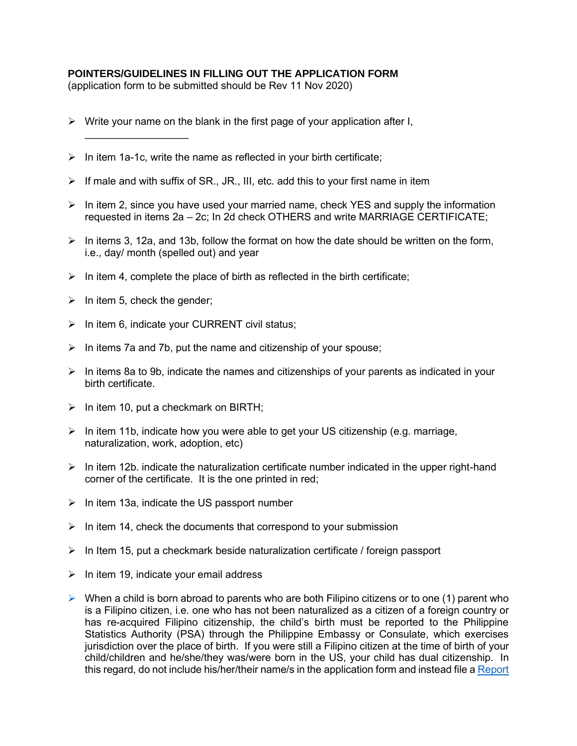**POINTERS/GUIDELINES IN FILLING OUT THE APPLICATION FORM**
(application form to be submitted should be Rev 11 Nov 2020)

- Write your name on the blank in the first page of your application after I, ___________________
- In item 1a-1c, write the name as reflected in your birth certificate;
- If male and with suffix of SR., JR., III, etc. add this to your first name in item
- In item 2, since you have used your married name, check YES and supply the information requested in items 2a – 2c; In 2d check OTHERS and write MARRIAGE CERTIFICATE;
- In items 3, 12a, and 13b, follow the format on how the date should be written on the form, i.e., day/ month (spelled out) and year
- In item 4, complete the place of birth as reflected in the birth certificate;
- In item 5, check the gender;
- In item 6, indicate your CURRENT civil status;
- In items 7a and 7b, put the name and citizenship of your spouse;
- In items 8a to 9b, indicate the names and citizenships of your parents as indicated in your birth certificate.
- In item 10, put a checkmark on BIRTH;
- In item 11b, indicate how you were able to get your US citizenship (e.g. marriage, naturalization, work, adoption, etc)
- In item 12b. indicate the naturalization certificate number indicated in the upper right-hand corner of the certificate. It is the one printed in red;
- In item 13a, indicate the US passport number
- In item 14, check the documents that correspond to your submission
- In Item 15, put a checkmark beside naturalization certificate / foreign passport
- In item 19, indicate your email address
- When a child is born abroad to parents who are both Filipino citizens or to one (1) parent who is a Filipino citizen, i.e. one who has not been naturalized as a citizen of a foreign country or has re-acquired Filipino citizenship, the child's birth must be reported to the Philippine Statistics Authority (PSA) through the Philippine Embassy or Consulate, which exercises jurisdiction over the place of birth. If you were still a Filipino citizen at the time of birth of your child/children and he/she/they was/were born in the US, your child has dual citizenship. In this regard, do not include his/her/their name/s in the application form and instead file a Report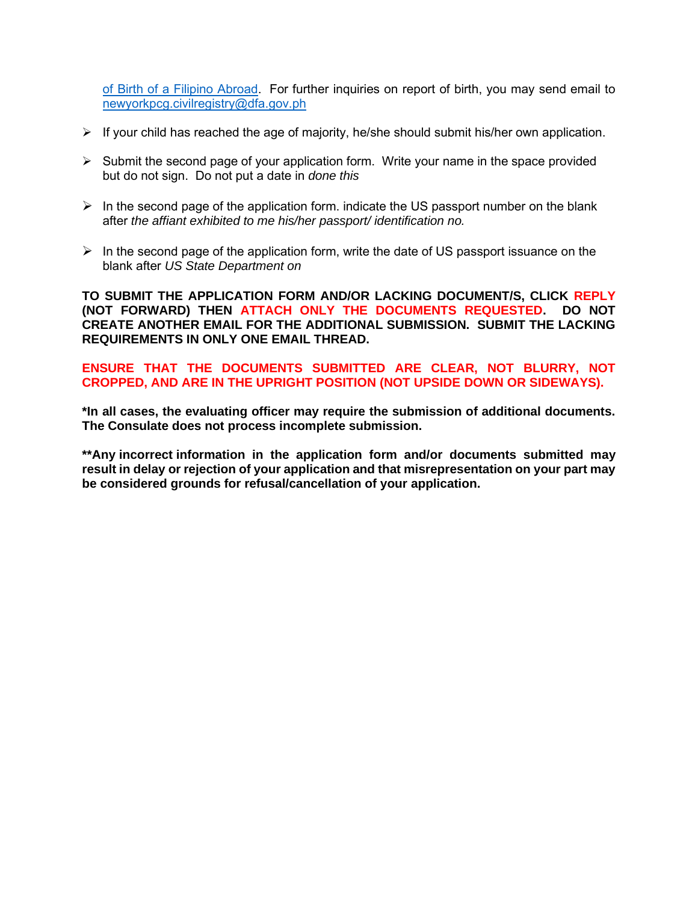of Birth of a Filipino Abroad. For further inquiries on report of birth, you may send email to newyorkpcg.civilregistry@dfa.gov.ph

- If your child has reached the age of majority, he/she should submit his/her own application.
- Submit the second page of your application form. Write your name in the space provided but do not sign. Do not put a date in *done this*
- In the second page of the application form. indicate the US passport number on the blank after *the affiant exhibited to me his/her passport/ identification no.*
- In the second page of the application form, write the date of US passport issuance on the blank after *US State Department on*

**TO SUBMIT THE APPLICATION FORM AND/OR LACKING DOCUMENT/S, CLICK REPLY (NOT FORWARD) THEN ATTACH ONLY THE DOCUMENTS REQUESTED. DO NOT CREATE ANOTHER EMAIL FOR THE ADDITIONAL SUBMISSION. SUBMIT THE LACKING REQUIREMENTS IN ONLY ONE EMAIL THREAD.**

**ENSURE THAT THE DOCUMENTS SUBMITTED ARE CLEAR, NOT BLURRY, NOT CROPPED, AND ARE IN THE UPRIGHT POSITION (NOT UPSIDE DOWN OR SIDEWAYS).**

**\*In all cases, the evaluating officer may require the submission of additional documents. The Consulate does not process incomplete submission.**

**\*\*Any incorrect information in the application form and/or documents submitted may result in delay or rejection of your application and that misrepresentation on your part may be considered grounds for refusal/cancellation of your application.**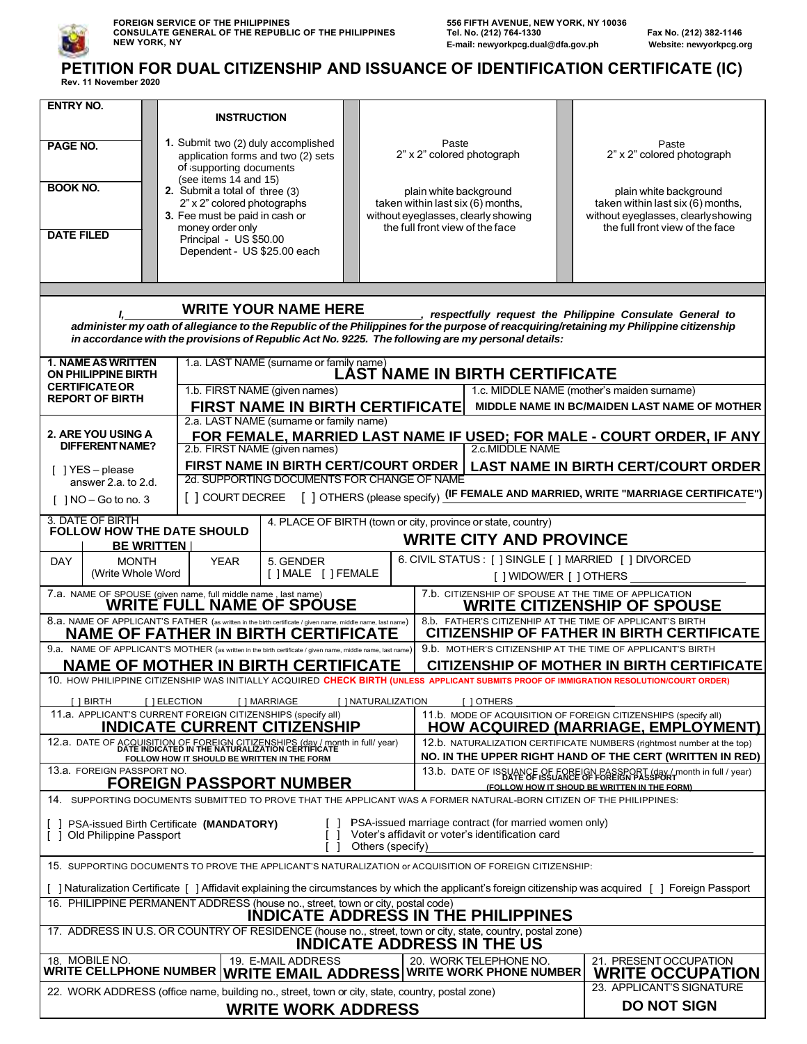**FOREIGN SERVICE OF THE PHILIPPINES**
**CONSULATE GENERAL OF THE REPUBLIC OF THE PHILIPPINES**
**NEW YORK, NY**

**556 FIFTH AVENUE, NEW YORK, NY 10036**
**Tel. No. (212) 764-1330** **Fax No. (212) 382-1146**
**E-mail: newyorkpcg.dual@dfa.gov.ph** **Website: newyorkpcg.org**

# PETITION FOR DUAL CITIZENSHIP AND ISSUANCE OF IDENTIFICATION CERTIFICATE (IC)

**Rev. 11 November 2020**

| ENTRY NO. | **INSTRUCTION** | Paste 2" x 2" colored photograph | Paste 2" x 2" colored photograph |
|---|---|---|---|
| PAGE NO. | 1. Submit two (2) duly accomplished application forms and two (2) sets of supporting documents (see items 14 and 15) | plain white background taken within last six (6) months, without eyeglasses, clearly showing the full front view of the face | plain white background taken within last six (6) months, without eyeglasses, clearly showing the full front view of the face |
| BOOK NO. | 2. Submit a total of three (3) 2" x 2" colored photographs | | |
| DATE FILED | 3. Fee must be paid in cash or money order only<br>Principal - US $50.00<br>Dependent - US $25.00 each | | |

*I,* **WRITE YOUR NAME HERE** *, respectfully request the Philippine Consulate General to administer my oath of allegiance to the Republic of the Philippines for the purpose of reacquiring/retaining my Philippine citizenship in accordance with the provisions of Republic Act No. 9225. The following are my personal details:*

**1. NAME AS WRITTEN ON PHILIPPINE BIRTH CERTIFICATE OR REPORT OF BIRTH**

- 1.a. LAST NAME (surname or family name): **LAST NAME IN BIRTH CERTIFICATE**
- 1.b. FIRST NAME (given names): **FIRST NAME IN BIRTH CERTIFICATE**
- 1.c. MIDDLE NAME (mother's maiden surname): **MIDDLE NAME IN BC/MAIDEN LAST NAME OF MOTHER**

**2. ARE YOU USING A DIFFERENT NAME?**

[ ] YES – please answer 2.a. to 2.d.
[ ] NO – Go to no. 3

- 2.a. LAST NAME (surname or family name): **FOR FEMALE, MARRIED LAST NAME IF USED; FOR MALE - COURT ORDER, IF ANY**
- 2.b. FIRST NAME (given names): **FIRST NAME IN BIRTH CERT/COURT ORDER**
- 2.c. MIDDLE NAME: **LAST NAME IN BIRTH CERT/COURT ORDER**
- 2d. SUPPORTING DOCUMENTS FOR CHANGE OF NAME: [ ] COURT DECREE [ ] OTHERS (please specify) **(IF FEMALE AND MARRIED, WRITE "MARRIAGE CERTIFICATE")**

3. DATE OF BIRTH **FOLLOW HOW THE DATE SHOULD BE WRITTEN**

| DAY | MONTH (Write Whole Word | YEAR |
|---|---|---|

4. PLACE OF BIRTH (town or city, province or state, country): **WRITE CITY AND PROVINCE**

5. GENDER [ ] MALE [ ] FEMALE

6. CIVIL STATUS : [ ] SINGLE [ ] MARRIED [ ] DIVORCED [ ] WIDOW/ER [ ] OTHERS

7.a. NAME OF SPOUSE (given name, full middle name , last name): **WRITE FULL NAME OF SPOUSE**

7.b. CITIZENSHIP OF SPOUSE AT THE TIME OF APPLICATION: **WRITE CITIZENSHIP OF SPOUSE**

8.a. NAME OF APPLICANT'S FATHER (as written in the birth certificate / given name, middle name, last name): **NAME OF FATHER IN BIRTH CERTIFICATE**

8.b. FATHER'S CITIZENHIP AT THE TIME OF APPLICANT'S BIRTH: **CITIZENSHIP OF FATHER IN BIRTH CERTIFICATE**

9.a. NAME OF APPLICANT'S MOTHER (as written in the birth certificate / given name, middle name, last name): **NAME OF MOTHER IN BIRTH CERTIFICATE**

9.b. MOTHER'S CITIZENSHIP AT THE TIME OF APPLICANT'S BIRTH: **CITIZENSHIP OF MOTHER IN BIRTH CERTIFICATE**

10. HOW PHILIPPINE CITIZENSHIP WAS INITIALLY ACQUIRED **CHECK BIRTH (UNLESS APPLICANT SUBMITS PROOF OF IMMIGRATION RESOLUTION/COURT ORDER)**

[ ] BIRTH [ ] ELECTION [ ] MARRIAGE [ ] NATURALIZATION [ ] OTHERS

11.a. APPLICANT'S CURRENT FOREIGN CITIZENSHIPS (specify all): **INDICATE CURRENT CITIZENSHIP**

11.b. MODE OF ACQUISITION OF FOREIGN CITIZENSHIPS (specify all): **HOW ACQUIRED (MARRIAGE, EMPLOYMENT)**

12.a. DATE OF ACQUISITION OF FOREIGN CITIZENSHIPS (day / month in full/ year): **DATE INDICATED IN THE NATURALIZATION CERTIFICATE FOLLOW HOW IT SHOULD BE WRITTEN IN THE FORM**

12.b. NATURALIZATION CERTIFICATE NUMBERS (rightmost number at the top): **NO. IN THE UPPER RIGHT HAND OF THE CERT (WRITTEN IN RED)**

13.a. FOREIGN PASSPORT NO.: **FOREIGN PASSPORT NUMBER**

13.b. DATE OF ISSUANCE OF FOREIGN PASSPORT (day / month in full / year): **DATE OF ISSUANCE OF FOREIGN PASSPORT (FOLLOW HOW IT SHOUD BE WRITTEN IN THE FORM)**

14. SUPPORTING DOCUMENTS SUBMITTED TO PROVE THAT THE APPLICANT WAS A FORMER NATURAL-BORN CITIZEN OF THE PHILIPPINES:

[ ] PSA-issued Birth Certificate **(MANDATORY)**
[ ] Old Philippine Passport
[ ] PSA-issued marriage contract (for married women only)
[ ] Voter's affidavit or voter's identification card
[ ] Others (specify)

15. SUPPORTING DOCUMENTS TO PROVE THE APPLICANT'S NATURALIZATION or ACQUISITION OF FOREIGN CITIZENSHIP:

[ ] Naturalization Certificate [ ] Affidavit explaining the circumstances by which the applicant's foreign citizenship was acquired [ ] Foreign Passport

16. PHILIPPINE PERMANENT ADDRESS (house no., street, town or city, postal code): **INDICATE ADDRESS IN THE PHILIPPINES**

17. ADDRESS IN U.S. OR COUNTRY OF RESIDENCE (house no., street, town or city, state, country, postal zone): **INDICATE ADDRESS IN THE US**

| 18. MOBILE NO. | 19. E-MAIL ADDRESS | 20. WORK TELEPHONE NO. | 21. PRESENT OCCUPATION |
|---|---|---|---|
| **WRITE CELLPHONE NUMBER** | **WRITE EMAIL ADDRESS** | **WRITE WORK PHONE NUMBER** | **WRITE OCCUPATION** |

22. WORK ADDRESS (office name, building no., street, town or city, state, country, postal zone): **WRITE WORK ADDRESS**

23. APPLICANT'S SIGNATURE: **DO NOT SIGN**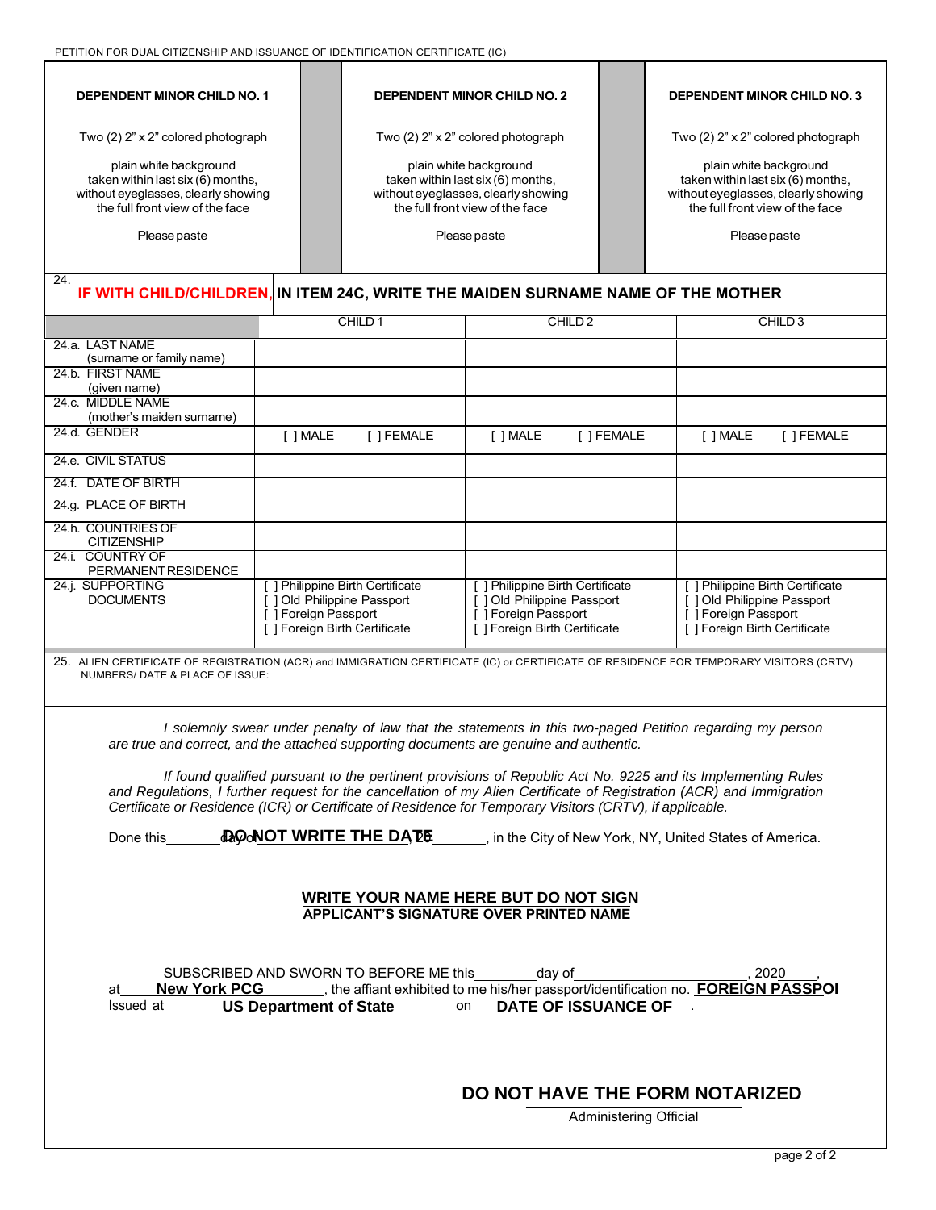PETITION FOR DUAL CITIZENSHIP AND ISSUANCE OF IDENTIFICATION CERTIFICATE (IC)

| DEPENDENT MINOR CHILD NO. 1 | DEPENDENT MINOR CHILD NO. 2 | DEPENDENT MINOR CHILD NO. 3 |
|---|---|---|
| Two (2) 2" x 2" colored photograph<br><br>plain white background taken within last six (6) months, without eyeglasses, clearly showing the full front view of the face<br><br>Please paste | Two (2) 2" x 2" colored photograph<br><br>plain white background taken within last six (6) months, without eyeglasses, clearly showing the full front view of the face<br><br>Please paste | Two (2) 2" x 2" colored photograph<br><br>plain white background taken within last six (6) months, without eyeglasses, clearly showing the full front view of the face<br><br>Please paste |

24. **IF WITH CHILD/CHILDREN, IN ITEM 24C, WRITE THE MAIDEN SURNAME NAME OF THE MOTHER**

| | CHILD 1 | CHILD 2 | CHILD 3 |
|---|---|---|---|
| 24.a. LAST NAME (surname or family name) | | | |
| 24.b. FIRST NAME (given name) | | | |
| 24.c. MIDDLE NAME (mother's maiden surname) | | | |
| 24.d. GENDER | [ ] MALE [ ] FEMALE | [ ] MALE [ ] FEMALE | [ ] MALE [ ] FEMALE |
| 24.e. CIVIL STATUS | | | |
| 24.f. DATE OF BIRTH | | | |
| 24.g. PLACE OF BIRTH | | | |
| 24.h. COUNTRIES OF CITIZENSHIP | | | |
| 24.i. COUNTRY OF PERMANENT RESIDENCE | | | |
| 24.j. SUPPORTING DOCUMENTS | [ ] Philippine Birth Certificate<br>[ ] Old Philippine Passport<br>[ ] Foreign Passport<br>[ ] Foreign Birth Certificate | [ ] Philippine Birth Certificate<br>[ ] Old Philippine Passport<br>[ ] Foreign Passport<br>[ ] Foreign Birth Certificate | [ ] Philippine Birth Certificate<br>[ ] Old Philippine Passport<br>[ ] Foreign Passport<br>[ ] Foreign Birth Certificate |

25. ALIEN CERTIFICATE OF REGISTRATION (ACR) and IMMIGRATION CERTIFICATE (IC) or CERTIFICATE OF RESIDENCE FOR TEMPORARY VISITORS (CRTV) NUMBERS/ DATE & PLACE OF ISSUE:

*I solemnly swear under penalty of law that the statements in this two-paged Petition regarding my person are true and correct, and the attached supporting documents are genuine and authentic.*

*If found qualified pursuant to the pertinent provisions of Republic Act No. 9225 and its Implementing Rules and Regulations, I further request for the cancellation of my Alien Certificate of Registration (ACR) and Immigration Certificate or Residence (ICR) or Certificate of Residence for Temporary Visitors (CRTV), if applicable.*

Done this_______ day of **DO NOT WRITE THE DATE** 20_______, in the City of New York, NY, United States of America.

**WRITE YOUR NAME HERE BUT DO NOT SIGN**
**APPLICANT'S SIGNATURE OVER PRINTED NAME**

SUBSCRIBED AND SWORN TO BEFORE ME this________day of______________________, 2020____, at **New York PCG**, the affiant exhibited to me his/her passport/identification no. **FOREIGN PASSPOI** Issued at **US Department of State** on **DATE OF ISSUANCE OF**.

**DO NOT HAVE THE FORM NOTARIZED**
Administering Official